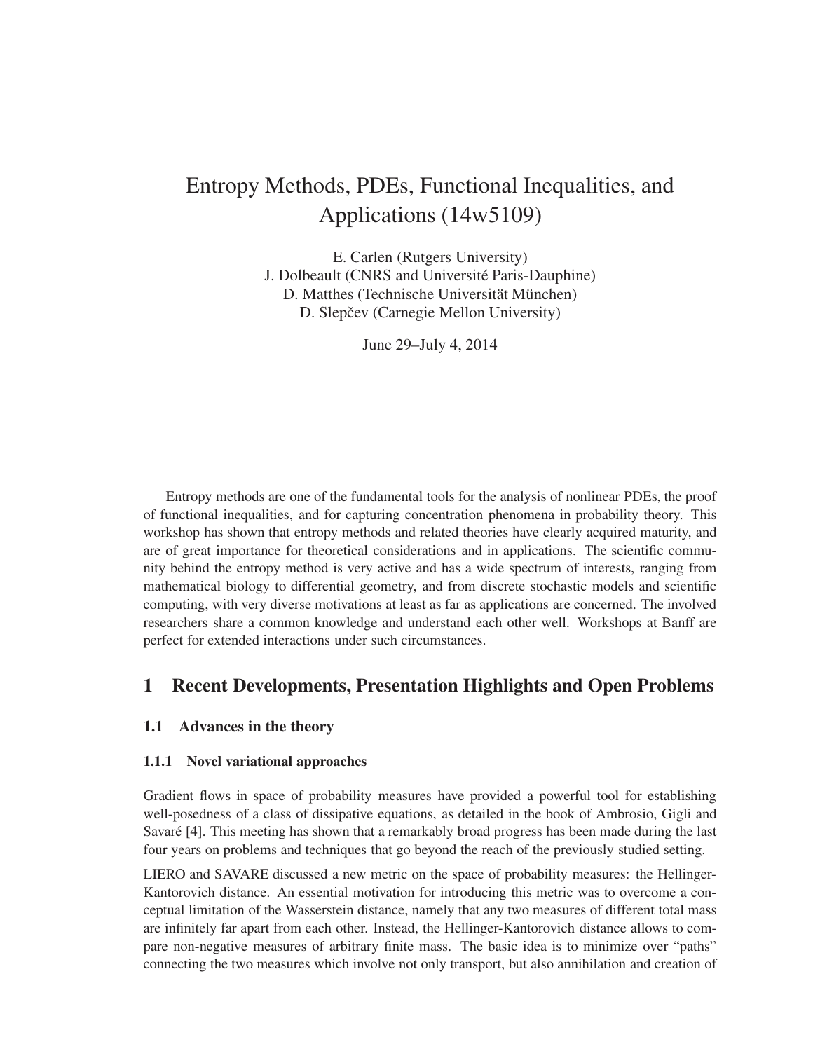# Entropy Methods, PDEs, Functional Inequalities, and Applications (14w5109)

E. Carlen (Rutgers University)
J. Dolbeault (CNRS and Université Paris-Dauphine)
D. Matthes (Technische Universität München)
D. Slepčev (Carnegie Mellon University)

June 29–July 4, 2014

Entropy methods are one of the fundamental tools for the analysis of nonlinear PDEs, the proof of functional inequalities, and for capturing concentration phenomena in probability theory. This workshop has shown that entropy methods and related theories have clearly acquired maturity, and are of great importance for theoretical considerations and in applications. The scientific community behind the entropy method is very active and has a wide spectrum of interests, ranging from mathematical biology to differential geometry, and from discrete stochastic models and scientific computing, with very diverse motivations at least as far as applications are concerned. The involved researchers share a common knowledge and understand each other well. Workshops at Banff are perfect for extended interactions under such circumstances.

## 1 Recent Developments, Presentation Highlights and Open Problems

### 1.1 Advances in the theory

#### 1.1.1 Novel variational approaches

Gradient flows in space of probability measures have provided a powerful tool for establishing well-posedness of a class of dissipative equations, as detailed in the book of Ambrosio, Gigli and Savaré [4]. This meeting has shown that a remarkably broad progress has been made during the last four years on problems and techniques that go beyond the reach of the previously studied setting.

LIERO and SAVARE discussed a new metric on the space of probability measures: the Hellinger-Kantorovich distance. An essential motivation for introducing this metric was to overcome a conceptual limitation of the Wasserstein distance, namely that any two measures of different total mass are infinitely far apart from each other. Instead, the Hellinger-Kantorovich distance allows to compare non-negative measures of arbitrary finite mass. The basic idea is to minimize over "paths" connecting the two measures which involve not only transport, but also annihilation and creation of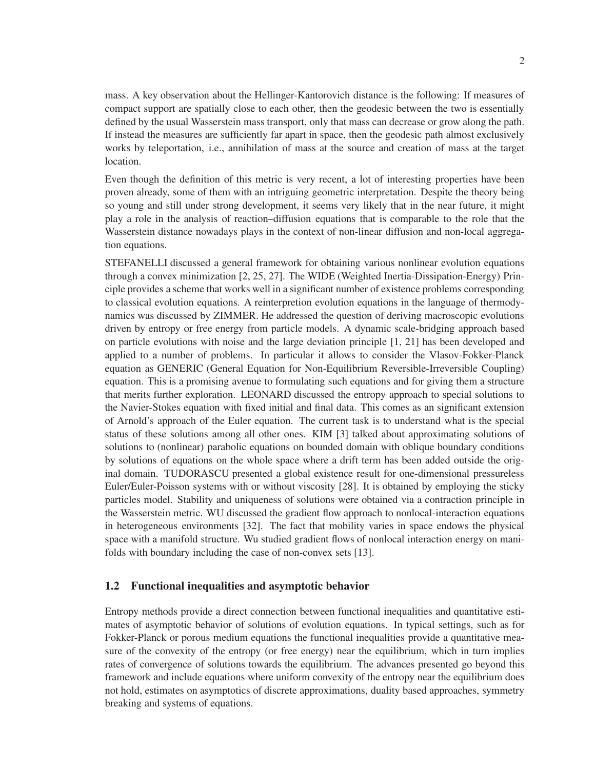mass. A key observation about the Hellinger-Kantorovich distance is the following: If measures of compact support are spatially close to each other, then the geodesic between the two is essentially defined by the usual Wasserstein mass transport, only that mass can decrease or grow along the path. If instead the measures are sufficiently far apart in space, then the geodesic path almost exclusively works by teleportation, i.e., annihilation of mass at the source and creation of mass at the target location.

Even though the definition of this metric is very recent, a lot of interesting properties have been proven already, some of them with an intriguing geometric interpretation. Despite the theory being so young and still under strong development, it seems very likely that in the near future, it might play a role in the analysis of reaction–diffusion equations that is comparable to the role that the Wasserstein distance nowadays plays in the context of non-linear diffusion and non-local aggregation equations.

STEFANELLI discussed a general framework for obtaining various nonlinear evolution equations through a convex minimization [2, 25, 27]. The WIDE (Weighted Inertia-Dissipation-Energy) Principle provides a scheme that works well in a significant number of existence problems corresponding to classical evolution equations. A reinterpretion evolution equations in the language of thermodynamics was discussed by ZIMMER. He addressed the question of deriving macroscopic evolutions driven by entropy or free energy from particle models. A dynamic scale-bridging approach based on particle evolutions with noise and the large deviation principle [1, 21] has been developed and applied to a number of problems. In particular it allows to consider the Vlasov-Fokker-Planck equation as GENERIC (General Equation for Non-Equilibrium Reversible-Irreversible Coupling) equation. This is a promising avenue to formulating such equations and for giving them a structure that merits further exploration. LEONARD discussed the entropy approach to special solutions to the Navier-Stokes equation with fixed initial and final data. This comes as an significant extension of Arnold's approach of the Euler equation. The current task is to understand what is the special status of these solutions among all other ones. KIM [3] talked about approximating solutions of solutions to (nonlinear) parabolic equations on bounded domain with oblique boundary conditions by solutions of equations on the whole space where a drift term has been added outside the original domain. TUDORASCU presented a global existence result for one-dimensional pressureless Euler/Euler-Poisson systems with or without viscosity [28]. It is obtained by employing the sticky particles model. Stability and uniqueness of solutions were obtained via a contraction principle in the Wasserstein metric. WU discussed the gradient flow approach to nonlocal-interaction equations in heterogeneous environments [32]. The fact that mobility varies in space endows the physical space with a manifold structure. Wu studied gradient flows of nonlocal interaction energy on manifolds with boundary including the case of non-convex sets [13].

## 1.2 Functional inequalities and asymptotic behavior

Entropy methods provide a direct connection between functional inequalities and quantitative estimates of asymptotic behavior of solutions of evolution equations. In typical settings, such as for Fokker-Planck or porous medium equations the functional inequalities provide a quantitative measure of the convexity of the entropy (or free energy) near the equilibrium, which in turn implies rates of convergence of solutions towards the equilibrium. The advances presented go beyond this framework and include equations where uniform convexity of the entropy near the equilibrium does not hold, estimates on asymptotics of discrete approximations, duality based approaches, symmetry breaking and systems of equations.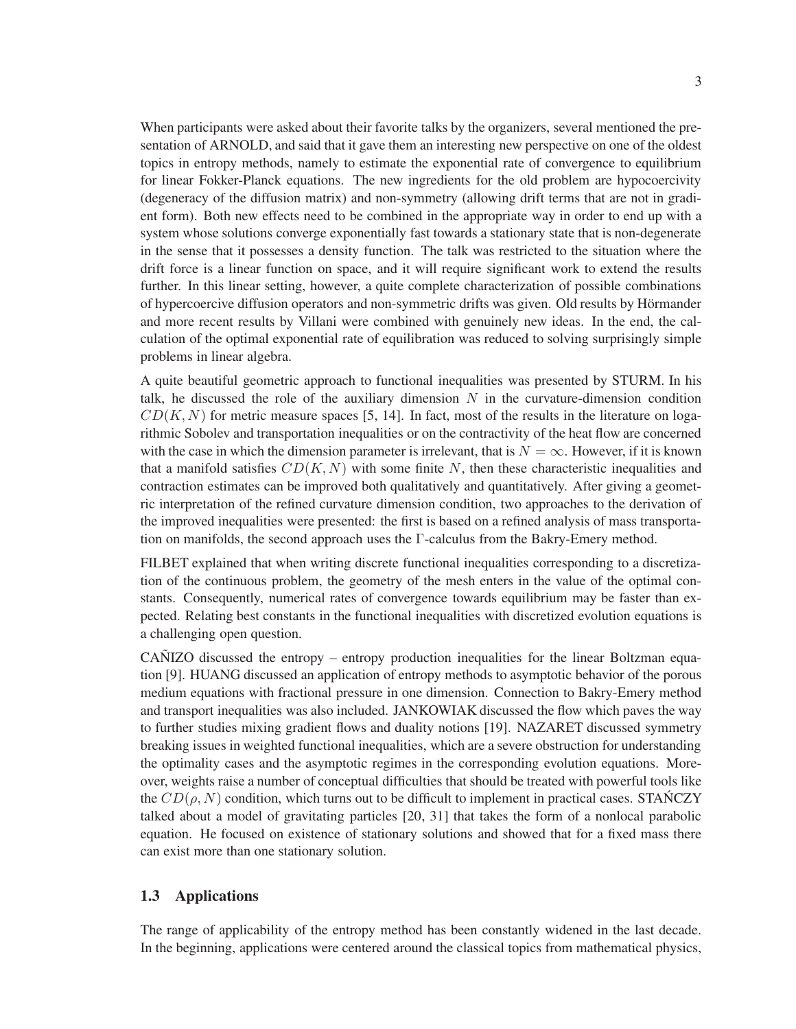When participants were asked about their favorite talks by the organizers, several mentioned the presentation of ARNOLD, and said that it gave them an interesting new perspective on one of the oldest topics in entropy methods, namely to estimate the exponential rate of convergence to equilibrium for linear Fokker-Planck equations. The new ingredients for the old problem are hypocoercivity (degeneracy of the diffusion matrix) and non-symmetry (allowing drift terms that are not in gradient form). Both new effects need to be combined in the appropriate way in order to end up with a system whose solutions converge exponentially fast towards a stationary state that is non-degenerate in the sense that it possesses a density function. The talk was restricted to the situation where the drift force is a linear function on space, and it will require significant work to extend the results further. In this linear setting, however, a quite complete characterization of possible combinations of hypercoercive diffusion operators and non-symmetric drifts was given. Old results by Hörmander and more recent results by Villani were combined with genuinely new ideas. In the end, the calculation of the optimal exponential rate of equilibration was reduced to solving surprisingly simple problems in linear algebra.

A quite beautiful geometric approach to functional inequalities was presented by STURM. In his talk, he discussed the role of the auxiliary dimension $N$ in the curvature-dimension condition $CD(K,N)$ for metric measure spaces [5, 14]. In fact, most of the results in the literature on logarithmic Sobolev and transportation inequalities or on the contractivity of the heat flow are concerned with the case in which the dimension parameter is irrelevant, that is $N = \infty$. However, if it is known that a manifold satisfies $CD(K,N)$ with some finite $N$, then these characteristic inequalities and contraction estimates can be improved both qualitatively and quantitatively. After giving a geometric interpretation of the refined curvature dimension condition, two approaches to the derivation of the improved inequalities were presented: the first is based on a refined analysis of mass transportation on manifolds, the second approach uses the $\Gamma$-calculus from the Bakry-Emery method.

FILBET explained that when writing discrete functional inequalities corresponding to a discretization of the continuous problem, the geometry of the mesh enters in the value of the optimal constants. Consequently, numerical rates of convergence towards equilibrium may be faster than expected. Relating best constants in the functional inequalities with discretized evolution equations is a challenging open question.

CAÑIZO discussed the entropy – entropy production inequalities for the linear Boltzman equation [9]. HUANG discussed an application of entropy methods to asymptotic behavior of the porous medium equations with fractional pressure in one dimension. Connection to Bakry-Emery method and transport inequalities was also included. JANKOWIAK discussed the flow which paves the way to further studies mixing gradient flows and duality notions [19]. NAZARET discussed symmetry breaking issues in weighted functional inequalities, which are a severe obstruction for understanding the optimality cases and the asymptotic regimes in the corresponding evolution equations. Moreover, weights raise a number of conceptual difficulties that should be treated with powerful tools like the $CD(\rho,N)$ condition, which turns out to be difficult to implement in practical cases. STAŃCZY talked about a model of gravitating particles [20, 31] that takes the form of a nonlocal parabolic equation. He focused on existence of stationary solutions and showed that for a fixed mass there can exist more than one stationary solution.

### 1.3 Applications

The range of applicability of the entropy method has been constantly widened in the last decade. In the beginning, applications were centered around the classical topics from mathematical physics,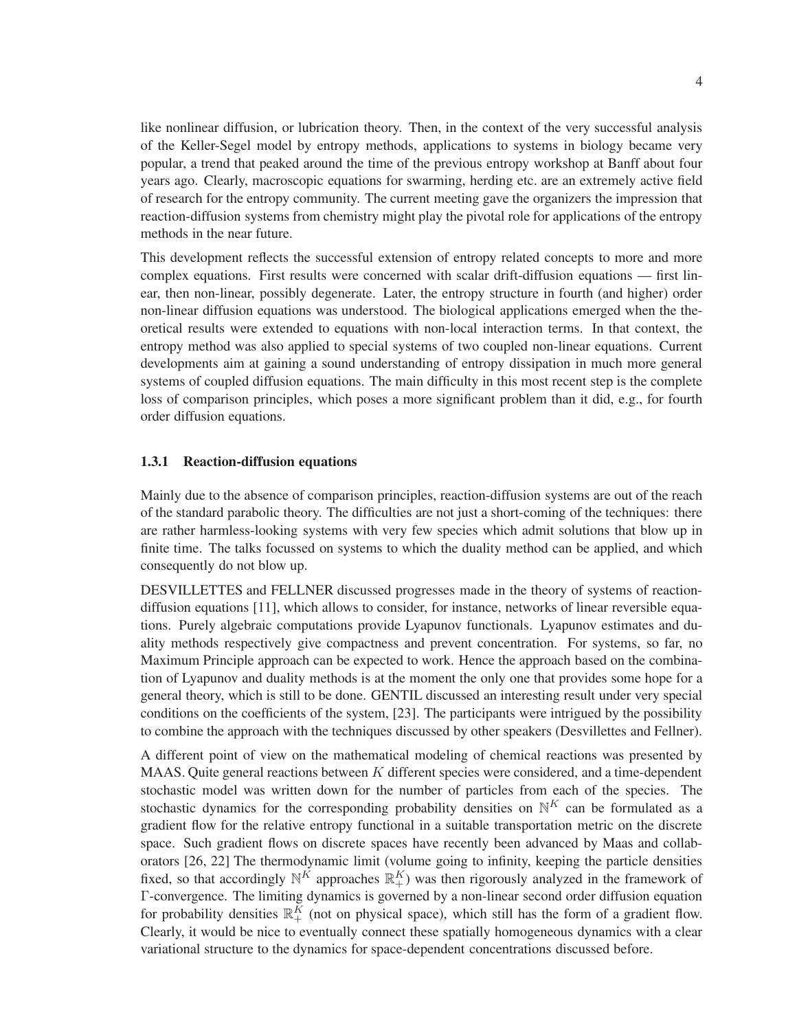like nonlinear diffusion, or lubrication theory. Then, in the context of the very successful analysis of the Keller-Segel model by entropy methods, applications to systems in biology became very popular, a trend that peaked around the time of the previous entropy workshop at Banff about four years ago. Clearly, macroscopic equations for swarming, herding etc. are an extremely active field of research for the entropy community. The current meeting gave the organizers the impression that reaction-diffusion systems from chemistry might play the pivotal role for applications of the entropy methods in the near future.

This development reflects the successful extension of entropy related concepts to more and more complex equations. First results were concerned with scalar drift-diffusion equations — first linear, then non-linear, possibly degenerate. Later, the entropy structure in fourth (and higher) order non-linear diffusion equations was understood. The biological applications emerged when the theoretical results were extended to equations with non-local interaction terms. In that context, the entropy method was also applied to special systems of two coupled non-linear equations. Current developments aim at gaining a sound understanding of entropy dissipation in much more general systems of coupled diffusion equations. The main difficulty in this most recent step is the complete loss of comparison principles, which poses a more significant problem than it did, e.g., for fourth order diffusion equations.

### 1.3.1 Reaction-diffusion equations

Mainly due to the absence of comparison principles, reaction-diffusion systems are out of the reach of the standard parabolic theory. The difficulties are not just a short-coming of the techniques: there are rather harmless-looking systems with very few species which admit solutions that blow up in finite time. The talks focussed on systems to which the duality method can be applied, and which consequently do not blow up.

DESVILLETTES and FELLNER discussed progresses made in the theory of systems of reaction-diffusion equations [11], which allows to consider, for instance, networks of linear reversible equations. Purely algebraic computations provide Lyapunov functionals. Lyapunov estimates and duality methods respectively give compactness and prevent concentration. For systems, so far, no Maximum Principle approach can be expected to work. Hence the approach based on the combination of Lyapunov and duality methods is at the moment the only one that provides some hope for a general theory, which is still to be done. GENTIL discussed an interesting result under very special conditions on the coefficients of the system, [23]. The participants were intrigued by the possibility to combine the approach with the techniques discussed by other speakers (Desvillettes and Fellner).

A different point of view on the mathematical modeling of chemical reactions was presented by MAAS. Quite general reactions between $K$ different species were considered, and a time-dependent stochastic model was written down for the number of particles from each of the species. The stochastic dynamics for the corresponding probability densities on $\mathbb{N}^K$ can be formulated as a gradient flow for the relative entropy functional in a suitable transportation metric on the discrete space. Such gradient flows on discrete spaces have recently been advanced by Maas and collaborators [26, 22] The thermodynamic limit (volume going to infinity, keeping the particle densities fixed, so that accordingly $\mathbb{N}^K$ approaches $\mathbb{R}_+^K$) was then rigorously analyzed in the framework of $\Gamma$-convergence. The limiting dynamics is governed by a non-linear second order diffusion equation for probability densities $\mathbb{R}_+^K$ (not on physical space), which still has the form of a gradient flow. Clearly, it would be nice to eventually connect these spatially homogeneous dynamics with a clear variational structure to the dynamics for space-dependent concentrations discussed before.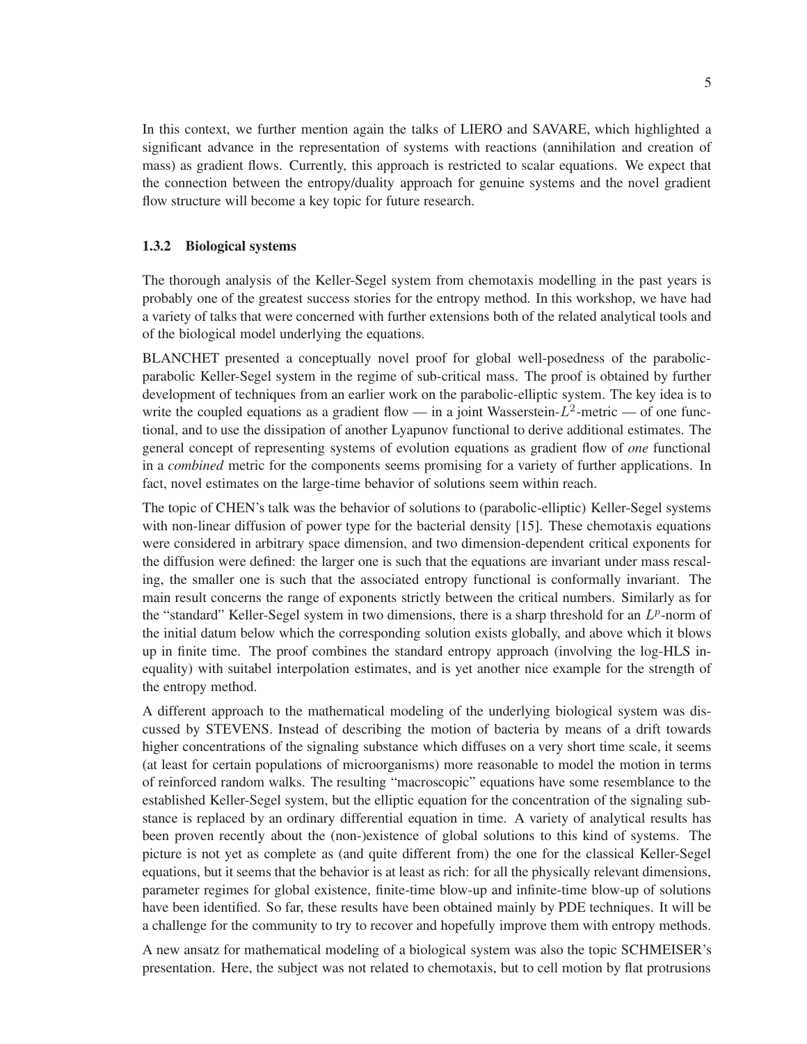In this context, we further mention again the talks of LIERO and SAVARE, which highlighted a significant advance in the representation of systems with reactions (annihilation and creation of mass) as gradient flows. Currently, this approach is restricted to scalar equations. We expect that the connection between the entropy/duality approach for genuine systems and the novel gradient flow structure will become a key topic for future research.

### 1.3.2 Biological systems

The thorough analysis of the Keller-Segel system from chemotaxis modelling in the past years is probably one of the greatest success stories for the entropy method. In this workshop, we have had a variety of talks that were concerned with further extensions both of the related analytical tools and of the biological model underlying the equations.

BLANCHET presented a conceptually novel proof for global well-posedness of the parabolic-parabolic Keller-Segel system in the regime of sub-critical mass. The proof is obtained by further development of techniques from an earlier work on the parabolic-elliptic system. The key idea is to write the coupled equations as a gradient flow — in a joint Wasserstein-$L^2$-metric — of one functional, and to use the dissipation of another Lyapunov functional to derive additional estimates. The general concept of representing systems of evolution equations as gradient flow of *one* functional in a *combined* metric for the components seems promising for a variety of further applications. In fact, novel estimates on the large-time behavior of solutions seem within reach.

The topic of CHEN's talk was the behavior of solutions to (parabolic-elliptic) Keller-Segel systems with non-linear diffusion of power type for the bacterial density [15]. These chemotaxis equations were considered in arbitrary space dimension, and two dimension-dependent critical exponents for the diffusion were defined: the larger one is such that the equations are invariant under mass rescaling, the smaller one is such that the associated entropy functional is conformally invariant. The main result concerns the range of exponents strictly between the critical numbers. Similarly as for the "standard" Keller-Segel system in two dimensions, there is a sharp threshold for an $L^p$-norm of the initial datum below which the corresponding solution exists globally, and above which it blows up in finite time. The proof combines the standard entropy approach (involving the log-HLS inequality) with suitabel interpolation estimates, and is yet another nice example for the strength of the entropy method.

A different approach to the mathematical modeling of the underlying biological system was discussed by STEVENS. Instead of describing the motion of bacteria by means of a drift towards higher concentrations of the signaling substance which diffuses on a very short time scale, it seems (at least for certain populations of microorganisms) more reasonable to model the motion in terms of reinforced random walks. The resulting "macroscopic" equations have some resemblance to the established Keller-Segel system, but the elliptic equation for the concentration of the signaling substance is replaced by an ordinary differential equation in time. A variety of analytical results has been proven recently about the (non-)existence of global solutions to this kind of systems. The picture is not yet as complete as (and quite different from) the one for the classical Keller-Segel equations, but it seems that the behavior is at least as rich: for all the physically relevant dimensions, parameter regimes for global existence, finite-time blow-up and infinite-time blow-up of solutions have been identified. So far, these results have been obtained mainly by PDE techniques. It will be a challenge for the community to try to recover and hopefully improve them with entropy methods.

A new ansatz for mathematical modeling of a biological system was also the topic SCHMEISER's presentation. Here, the subject was not related to chemotaxis, but to cell motion by flat protrusions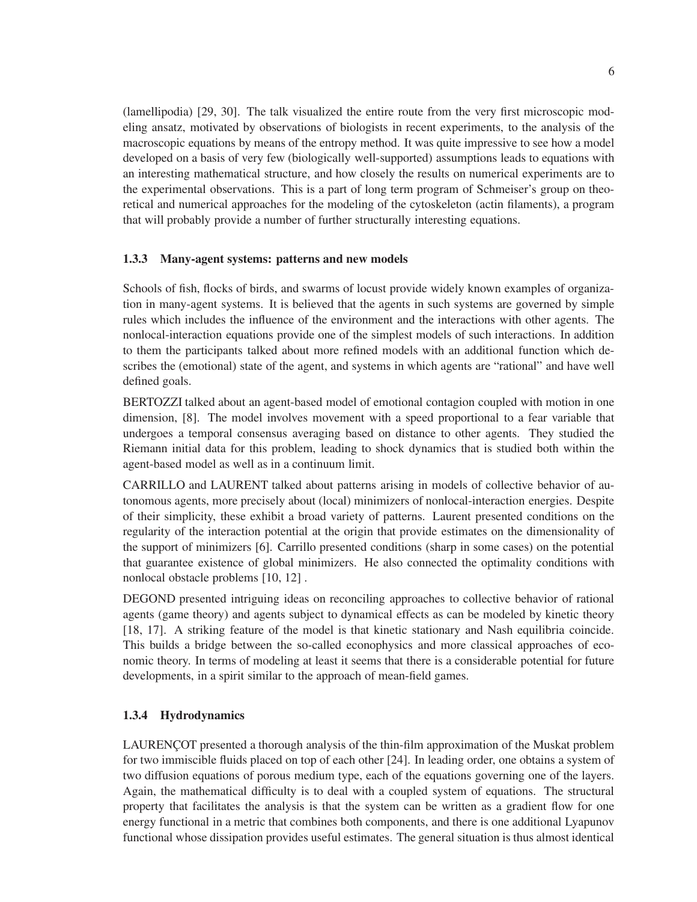(lamellipodia) [29, 30]. The talk visualized the entire route from the very first microscopic modeling ansatz, motivated by observations of biologists in recent experiments, to the analysis of the macroscopic equations by means of the entropy method. It was quite impressive to see how a model developed on a basis of very few (biologically well-supported) assumptions leads to equations with an interesting mathematical structure, and how closely the results on numerical experiments are to the experimental observations. This is a part of long term program of Schmeiser's group on theoretical and numerical approaches for the modeling of the cytoskeleton (actin filaments), a program that will probably provide a number of further structurally interesting equations.

### 1.3.3 Many-agent systems: patterns and new models

Schools of fish, flocks of birds, and swarms of locust provide widely known examples of organization in many-agent systems. It is believed that the agents in such systems are governed by simple rules which includes the influence of the environment and the interactions with other agents. The nonlocal-interaction equations provide one of the simplest models of such interactions. In addition to them the participants talked about more refined models with an additional function which describes the (emotional) state of the agent, and systems in which agents are "rational" and have well defined goals.

BERTOZZI talked about an agent-based model of emotional contagion coupled with motion in one dimension, [8]. The model involves movement with a speed proportional to a fear variable that undergoes a temporal consensus averaging based on distance to other agents. They studied the Riemann initial data for this problem, leading to shock dynamics that is studied both within the agent-based model as well as in a continuum limit.

CARRILLO and LAURENT talked about patterns arising in models of collective behavior of autonomous agents, more precisely about (local) minimizers of nonlocal-interaction energies. Despite of their simplicity, these exhibit a broad variety of patterns. Laurent presented conditions on the regularity of the interaction potential at the origin that provide estimates on the dimensionality of the support of minimizers [6]. Carrillo presented conditions (sharp in some cases) on the potential that guarantee existence of global minimizers. He also connected the optimality conditions with nonlocal obstacle problems [10, 12] .

DEGOND presented intriguing ideas on reconciling approaches to collective behavior of rational agents (game theory) and agents subject to dynamical effects as can be modeled by kinetic theory [18, 17]. A striking feature of the model is that kinetic stationary and Nash equilibria coincide. This builds a bridge between the so-called econophysics and more classical approaches of economic theory. In terms of modeling at least it seems that there is a considerable potential for future developments, in a spirit similar to the approach of mean-field games.

### 1.3.4 Hydrodynamics

LAURENÇOT presented a thorough analysis of the thin-film approximation of the Muskat problem for two immiscible fluids placed on top of each other [24]. In leading order, one obtains a system of two diffusion equations of porous medium type, each of the equations governing one of the layers. Again, the mathematical difficulty is to deal with a coupled system of equations. The structural property that facilitates the analysis is that the system can be written as a gradient flow for one energy functional in a metric that combines both components, and there is one additional Lyapunov functional whose dissipation provides useful estimates. The general situation is thus almost identical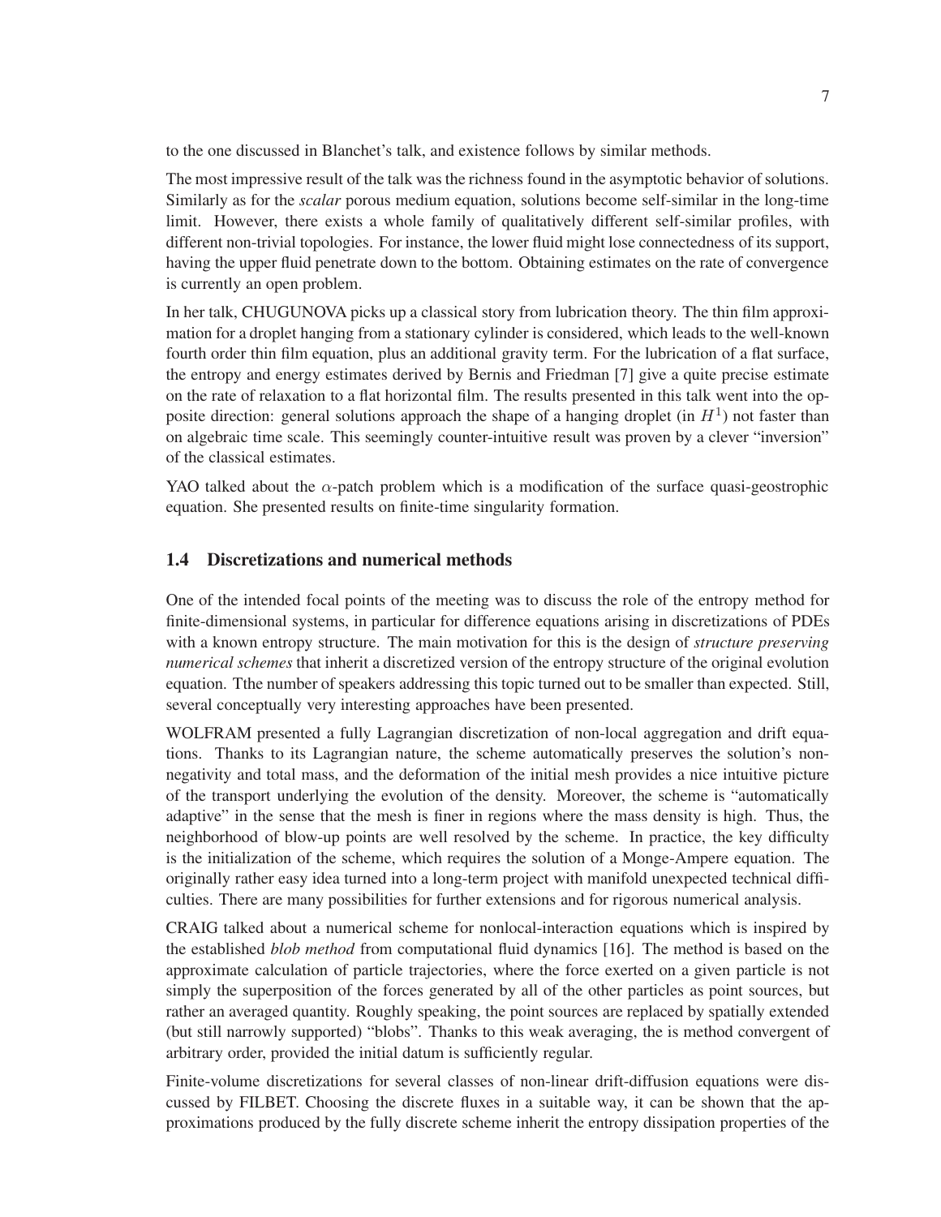to the one discussed in Blanchet's talk, and existence follows by similar methods.

The most impressive result of the talk was the richness found in the asymptotic behavior of solutions. Similarly as for the *scalar* porous medium equation, solutions become self-similar in the long-time limit. However, there exists a whole family of qualitatively different self-similar profiles, with different non-trivial topologies. For instance, the lower fluid might lose connectedness of its support, having the upper fluid penetrate down to the bottom. Obtaining estimates on the rate of convergence is currently an open problem.

In her talk, CHUGUNOVA picks up a classical story from lubrication theory. The thin film approximation for a droplet hanging from a stationary cylinder is considered, which leads to the well-known fourth order thin film equation, plus an additional gravity term. For the lubrication of a flat surface, the entropy and energy estimates derived by Bernis and Friedman [7] give a quite precise estimate on the rate of relaxation to a flat horizontal film. The results presented in this talk went into the opposite direction: general solutions approach the shape of a hanging droplet (in $H^1$) not faster than on algebraic time scale. This seemingly counter-intuitive result was proven by a clever "inversion" of the classical estimates.

YAO talked about the $\alpha$-patch problem which is a modification of the surface quasi-geostrophic equation. She presented results on finite-time singularity formation.

### 1.4 Discretizations and numerical methods

One of the intended focal points of the meeting was to discuss the role of the entropy method for finite-dimensional systems, in particular for difference equations arising in discretizations of PDEs with a known entropy structure. The main motivation for this is the design of *structure preserving numerical schemes* that inherit a discretized version of the entropy structure of the original evolution equation. Tthe number of speakers addressing this topic turned out to be smaller than expected. Still, several conceptually very interesting approaches have been presented.

WOLFRAM presented a fully Lagrangian discretization of non-local aggregation and drift equations. Thanks to its Lagrangian nature, the scheme automatically preserves the solution's non-negativity and total mass, and the deformation of the initial mesh provides a nice intuitive picture of the transport underlying the evolution of the density. Moreover, the scheme is "automatically adaptive" in the sense that the mesh is finer in regions where the mass density is high. Thus, the neighborhood of blow-up points are well resolved by the scheme. In practice, the key difficulty is the initialization of the scheme, which requires the solution of a Monge-Ampere equation. The originally rather easy idea turned into a long-term project with manifold unexpected technical difficulties. There are many possibilities for further extensions and for rigorous numerical analysis.

CRAIG talked about a numerical scheme for nonlocal-interaction equations which is inspired by the established *blob method* from computational fluid dynamics [16]. The method is based on the approximate calculation of particle trajectories, where the force exerted on a given particle is not simply the superposition of the forces generated by all of the other particles as point sources, but rather an averaged quantity. Roughly speaking, the point sources are replaced by spatially extended (but still narrowly supported) "blobs". Thanks to this weak averaging, the is method convergent of arbitrary order, provided the initial datum is sufficiently regular.

Finite-volume discretizations for several classes of non-linear drift-diffusion equations were discussed by FILBET. Choosing the discrete fluxes in a suitable way, it can be shown that the approximations produced by the fully discrete scheme inherit the entropy dissipation properties of the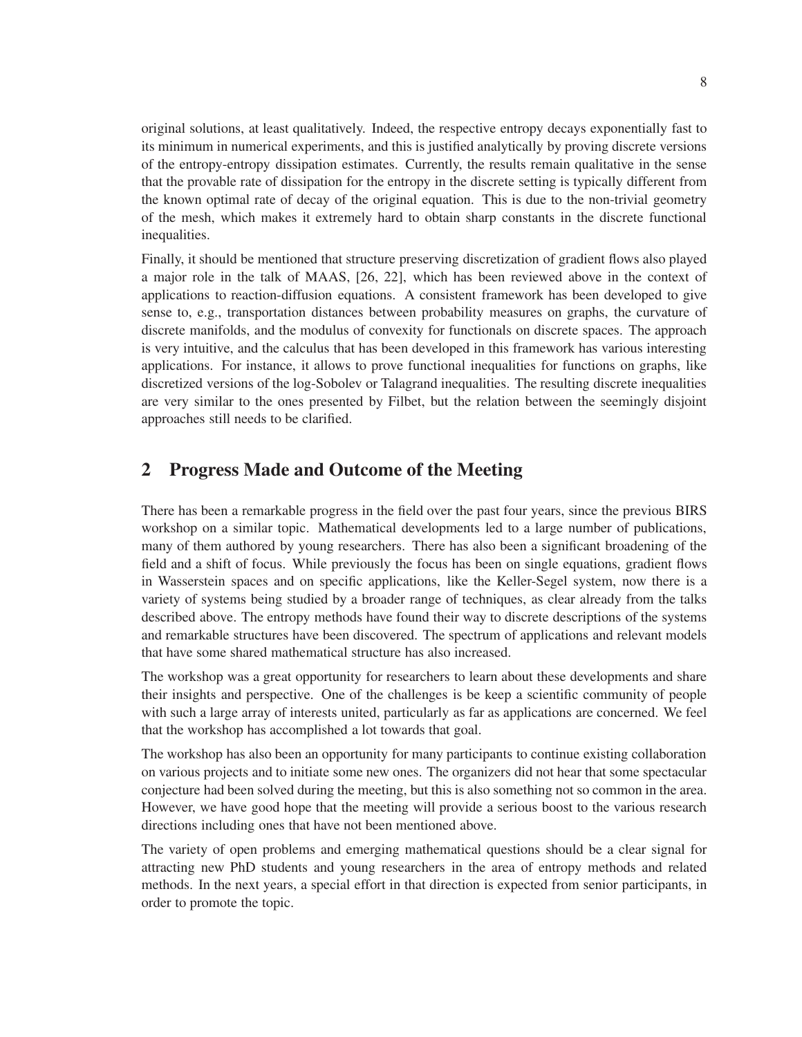original solutions, at least qualitatively. Indeed, the respective entropy decays exponentially fast to its minimum in numerical experiments, and this is justified analytically by proving discrete versions of the entropy-entropy dissipation estimates. Currently, the results remain qualitative in the sense that the provable rate of dissipation for the entropy in the discrete setting is typically different from the known optimal rate of decay of the original equation. This is due to the non-trivial geometry of the mesh, which makes it extremely hard to obtain sharp constants in the discrete functional inequalities.

Finally, it should be mentioned that structure preserving discretization of gradient flows also played a major role in the talk of MAAS, [26, 22], which has been reviewed above in the context of applications to reaction-diffusion equations. A consistent framework has been developed to give sense to, e.g., transportation distances between probability measures on graphs, the curvature of discrete manifolds, and the modulus of convexity for functionals on discrete spaces. The approach is very intuitive, and the calculus that has been developed in this framework has various interesting applications. For instance, it allows to prove functional inequalities for functions on graphs, like discretized versions of the log-Sobolev or Talagrand inequalities. The resulting discrete inequalities are very similar to the ones presented by Filbet, but the relation between the seemingly disjoint approaches still needs to be clarified.

## 2 Progress Made and Outcome of the Meeting

There has been a remarkable progress in the field over the past four years, since the previous BIRS workshop on a similar topic. Mathematical developments led to a large number of publications, many of them authored by young researchers. There has also been a significant broadening of the field and a shift of focus. While previously the focus has been on single equations, gradient flows in Wasserstein spaces and on specific applications, like the Keller-Segel system, now there is a variety of systems being studied by a broader range of techniques, as clear already from the talks described above. The entropy methods have found their way to discrete descriptions of the systems and remarkable structures have been discovered. The spectrum of applications and relevant models that have some shared mathematical structure has also increased.

The workshop was a great opportunity for researchers to learn about these developments and share their insights and perspective. One of the challenges is be keep a scientific community of people with such a large array of interests united, particularly as far as applications are concerned. We feel that the workshop has accomplished a lot towards that goal.

The workshop has also been an opportunity for many participants to continue existing collaboration on various projects and to initiate some new ones. The organizers did not hear that some spectacular conjecture had been solved during the meeting, but this is also something not so common in the area. However, we have good hope that the meeting will provide a serious boost to the various research directions including ones that have not been mentioned above.

The variety of open problems and emerging mathematical questions should be a clear signal for attracting new PhD students and young researchers in the area of entropy methods and related methods. In the next years, a special effort in that direction is expected from senior participants, in order to promote the topic.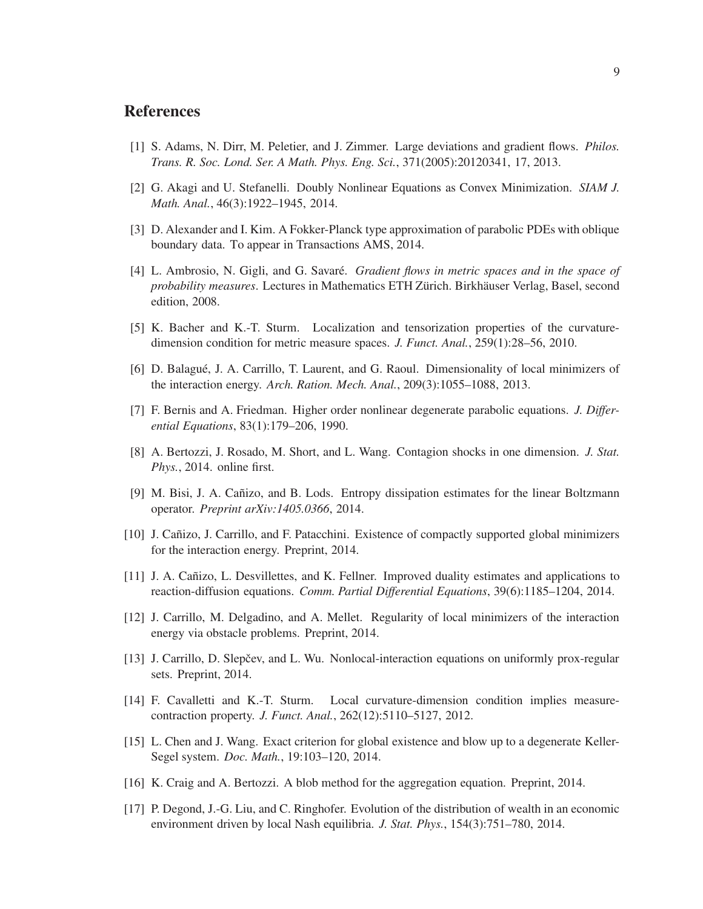## References

[1] S. Adams, N. Dirr, M. Peletier, and J. Zimmer. Large deviations and gradient flows. *Philos. Trans. R. Soc. Lond. Ser. A Math. Phys. Eng. Sci.*, 371(2005):20120341, 17, 2013.

[2] G. Akagi and U. Stefanelli. Doubly Nonlinear Equations as Convex Minimization. *SIAM J. Math. Anal.*, 46(3):1922–1945, 2014.

[3] D. Alexander and I. Kim. A Fokker-Planck type approximation of parabolic PDEs with oblique boundary data. To appear in Transactions AMS, 2014.

[4] L. Ambrosio, N. Gigli, and G. Savaré. *Gradient flows in metric spaces and in the space of probability measures*. Lectures in Mathematics ETH Zürich. Birkhäuser Verlag, Basel, second edition, 2008.

[5] K. Bacher and K.-T. Sturm. Localization and tensorization properties of the curvature-dimension condition for metric measure spaces. *J. Funct. Anal.*, 259(1):28–56, 2010.

[6] D. Balagué, J. A. Carrillo, T. Laurent, and G. Raoul. Dimensionality of local minimizers of the interaction energy. *Arch. Ration. Mech. Anal.*, 209(3):1055–1088, 2013.

[7] F. Bernis and A. Friedman. Higher order nonlinear degenerate parabolic equations. *J. Differential Equations*, 83(1):179–206, 1990.

[8] A. Bertozzi, J. Rosado, M. Short, and L. Wang. Contagion shocks in one dimension. *J. Stat. Phys.*, 2014. online first.

[9] M. Bisi, J. A. Cañizo, and B. Lods. Entropy dissipation estimates for the linear Boltzmann operator. *Preprint arXiv:1405.0366*, 2014.

[10] J. Cañizo, J. Carrillo, and F. Patacchini. Existence of compactly supported global minimizers for the interaction energy. Preprint, 2014.

[11] J. A. Cañizo, L. Desvillettes, and K. Fellner. Improved duality estimates and applications to reaction-diffusion equations. *Comm. Partial Differential Equations*, 39(6):1185–1204, 2014.

[12] J. Carrillo, M. Delgadino, and A. Mellet. Regularity of local minimizers of the interaction energy via obstacle problems. Preprint, 2014.

[13] J. Carrillo, D. Slepčev, and L. Wu. Nonlocal-interaction equations on uniformly prox-regular sets. Preprint, 2014.

[14] F. Cavalletti and K.-T. Sturm. Local curvature-dimension condition implies measure-contraction property. *J. Funct. Anal.*, 262(12):5110–5127, 2012.

[15] L. Chen and J. Wang. Exact criterion for global existence and blow up to a degenerate Keller-Segel system. *Doc. Math.*, 19:103–120, 2014.

[16] K. Craig and A. Bertozzi. A blob method for the aggregation equation. Preprint, 2014.

[17] P. Degond, J.-G. Liu, and C. Ringhofer. Evolution of the distribution of wealth in an economic environment driven by local Nash equilibria. *J. Stat. Phys.*, 154(3):751–780, 2014.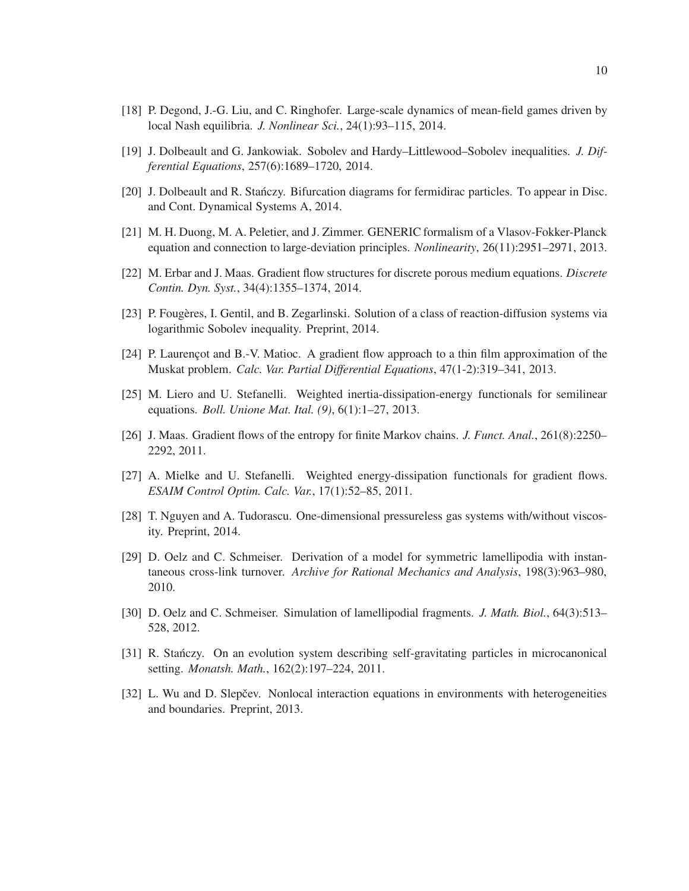[18] P. Degond, J.-G. Liu, and C. Ringhofer. Large-scale dynamics of mean-field games driven by local Nash equilibria. *J. Nonlinear Sci.*, 24(1):93–115, 2014.

[19] J. Dolbeault and G. Jankowiak. Sobolev and Hardy–Littlewood–Sobolev inequalities. *J. Differential Equations*, 257(6):1689–1720, 2014.

[20] J. Dolbeault and R. Stańczy. Bifurcation diagrams for fermidirac particles. To appear in Disc. and Cont. Dynamical Systems A, 2014.

[21] M. H. Duong, M. A. Peletier, and J. Zimmer. GENERIC formalism of a Vlasov-Fokker-Planck equation and connection to large-deviation principles. *Nonlinearity*, 26(11):2951–2971, 2013.

[22] M. Erbar and J. Maas. Gradient flow structures for discrete porous medium equations. *Discrete Contin. Dyn. Syst.*, 34(4):1355–1374, 2014.

[23] P. Fougères, I. Gentil, and B. Zegarlinski. Solution of a class of reaction-diffusion systems via logarithmic Sobolev inequality. Preprint, 2014.

[24] P. Laurençot and B.-V. Matioc. A gradient flow approach to a thin film approximation of the Muskat problem. *Calc. Var. Partial Differential Equations*, 47(1-2):319–341, 2013.

[25] M. Liero and U. Stefanelli. Weighted inertia-dissipation-energy functionals for semilinear equations. *Boll. Unione Mat. Ital. (9)*, 6(1):1–27, 2013.

[26] J. Maas. Gradient flows of the entropy for finite Markov chains. *J. Funct. Anal.*, 261(8):2250–2292, 2011.

[27] A. Mielke and U. Stefanelli. Weighted energy-dissipation functionals for gradient flows. *ESAIM Control Optim. Calc. Var.*, 17(1):52–85, 2011.

[28] T. Nguyen and A. Tudorascu. One-dimensional pressureless gas systems with/without viscosity. Preprint, 2014.

[29] D. Oelz and C. Schmeiser. Derivation of a model for symmetric lamellipodia with instantaneous cross-link turnover. *Archive for Rational Mechanics and Analysis*, 198(3):963–980, 2010.

[30] D. Oelz and C. Schmeiser. Simulation of lamellipodial fragments. *J. Math. Biol.*, 64(3):513–528, 2012.

[31] R. Stańczy. On an evolution system describing self-gravitating particles in microcanonical setting. *Monatsh. Math.*, 162(2):197–224, 2011.

[32] L. Wu and D. Slepčev. Nonlocal interaction equations in environments with heterogeneities and boundaries. Preprint, 2013.